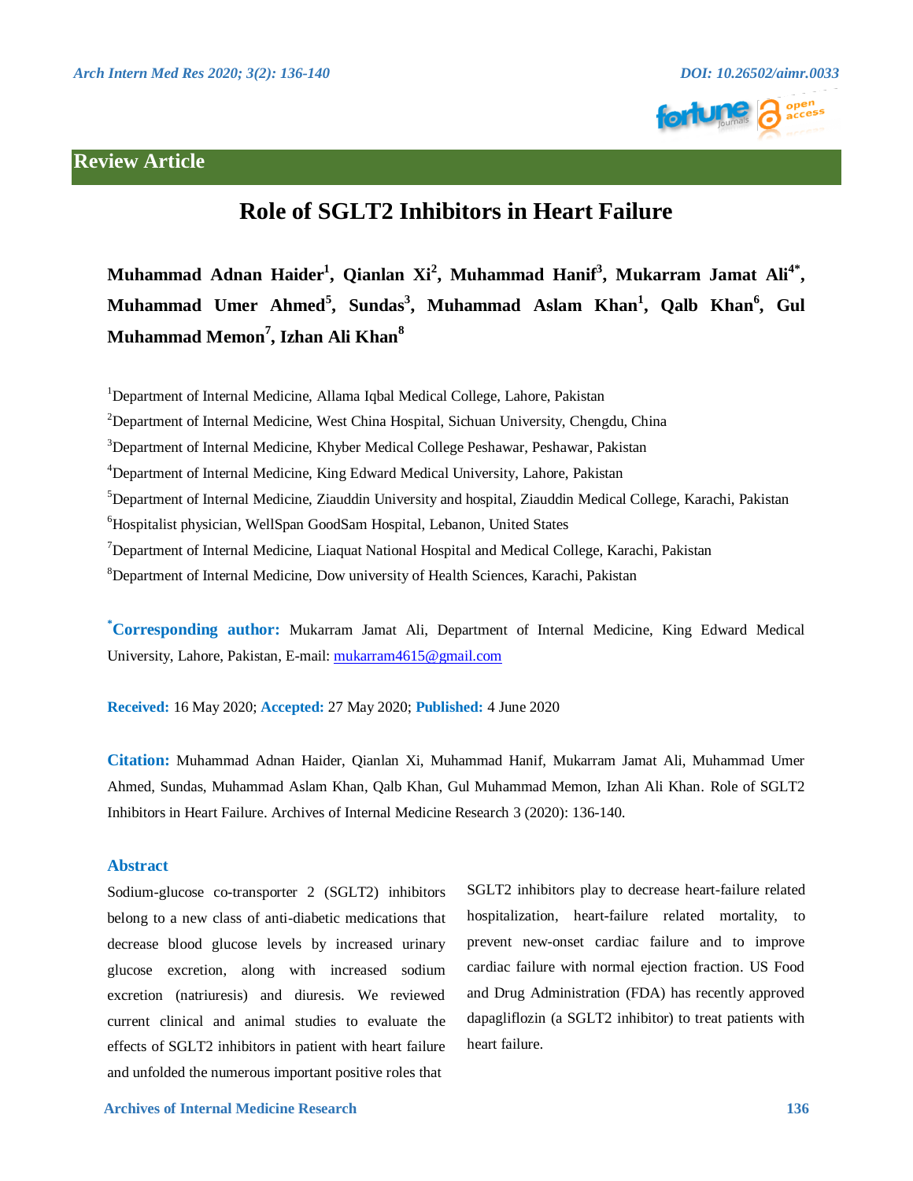**Review Article**

# Role of SGLT2 Inhibitors in Heart Failure

**Muhammad Adnan Haider[1], Qianlan Xi[2], Muhammad Hanif[3], Mukarram Jamat Ali[4*], Muhammad Umer Ahmed[5], Sundas[3], Muhammad Aslam Khan[1], Qalb Khan[6], Gul Muhammad Memon[7], Izhan Ali Khan[8]**

[1]Department of Internal Medicine, Allama Iqbal Medical College, Lahore, Pakistan

[2]Department of Internal Medicine, West China Hospital, Sichuan University, Chengdu, China

[3]Department of Internal Medicine, Khyber Medical College Peshawar, Peshawar, Pakistan

[4]Department of Internal Medicine, King Edward Medical University, Lahore, Pakistan

[5]Department of Internal Medicine, Ziauddin University and hospital, Ziauddin Medical College, Karachi, Pakistan

[6]Hospitalist physician, WellSpan GoodSam Hospital, Lebanon, United States

[7]Department of Internal Medicine, Liaquat National Hospital and Medical College, Karachi, Pakistan

[8]Department of Internal Medicine, Dow university of Health Sciences, Karachi, Pakistan

**[*]Corresponding author:** Mukarram Jamat Ali, Department of Internal Medicine, King Edward Medical University, Lahore, Pakistan, E-mail: mukarram4615@gmail.com

**Received:** 16 May 2020; **Accepted:** 27 May 2020; **Published:** 4 June 2020

**Citation:** Muhammad Adnan Haider, Qianlan Xi, Muhammad Hanif, Mukarram Jamat Ali, Muhammad Umer Ahmed, Sundas, Muhammad Aslam Khan, Qalb Khan, Gul Muhammad Memon, Izhan Ali Khan. Role of SGLT2 Inhibitors in Heart Failure. Archives of Internal Medicine Research 3 (2020): 136-140.

## Abstract

Sodium-glucose co-transporter 2 (SGLT2) inhibitors belong to a new class of anti-diabetic medications that decrease blood glucose levels by increased urinary glucose excretion, along with increased sodium excretion (natriuresis) and diuresis. We reviewed current clinical and animal studies to evaluate the effects of SGLT2 inhibitors in patient with heart failure and unfolded the numerous important positive roles that SGLT2 inhibitors play to decrease heart-failure related hospitalization, heart-failure related mortality, to prevent new-onset cardiac failure and to improve cardiac failure with normal ejection fraction. US Food and Drug Administration (FDA) has recently approved dapagliflozin (a SGLT2 inhibitor) to treat patients with heart failure.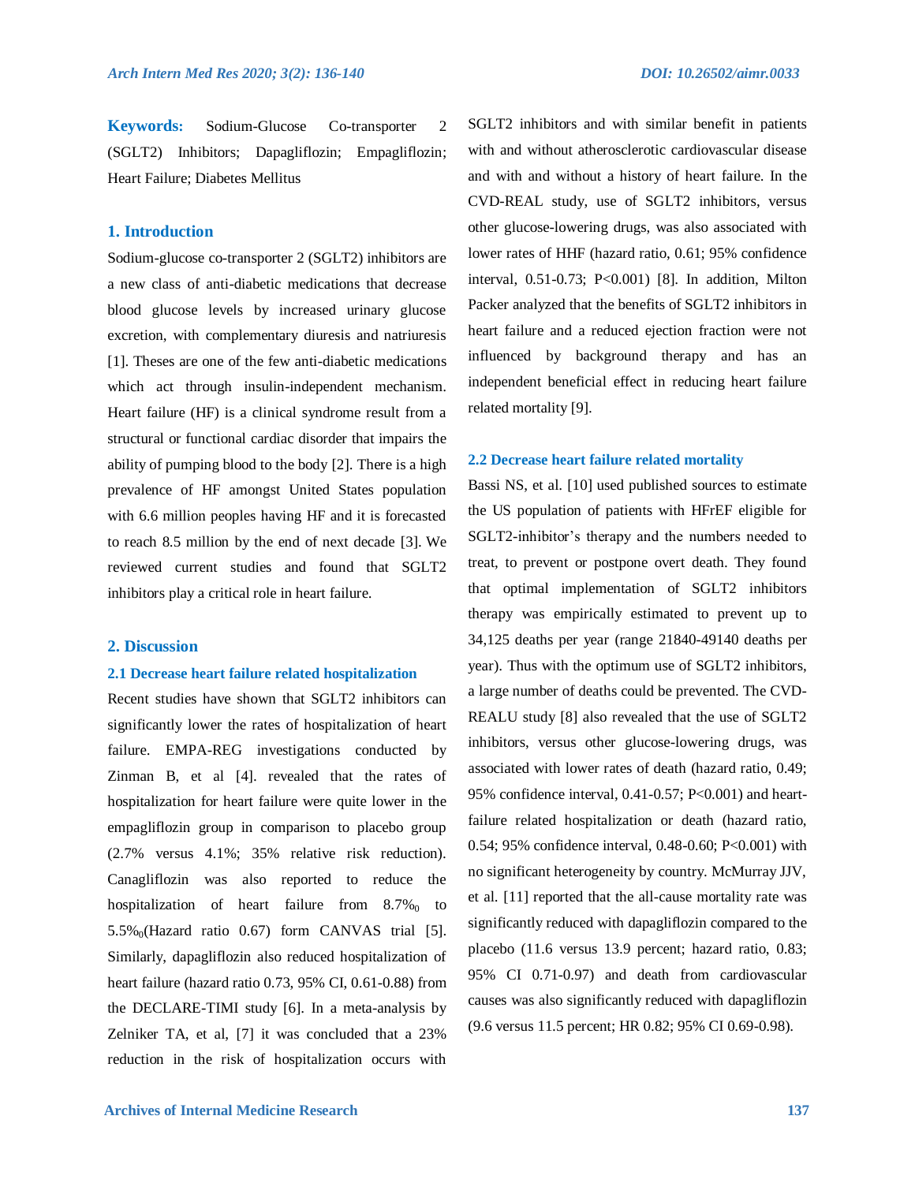**Keywords:** Sodium-Glucose Co-transporter 2 (SGLT2) Inhibitors; Dapagliflozin; Empagliflozin; Heart Failure; Diabetes Mellitus

## 1. Introduction

Sodium-glucose co-transporter 2 (SGLT2) inhibitors are a new class of anti-diabetic medications that decrease blood glucose levels by increased urinary glucose excretion, with complementary diuresis and natriuresis [1]. Theses are one of the few anti-diabetic medications which act through insulin-independent mechanism. Heart failure (HF) is a clinical syndrome result from a structural or functional cardiac disorder that impairs the ability of pumping blood to the body [2]. There is a high prevalence of HF amongst United States population with 6.6 million peoples having HF and it is forecasted to reach 8.5 million by the end of next decade [3]. We reviewed current studies and found that SGLT2 inhibitors play a critical role in heart failure.

## 2. Discussion

### 2.1 Decrease heart failure related hospitalization

Recent studies have shown that SGLT2 inhibitors can significantly lower the rates of hospitalization of heart failure. EMPA-REG investigations conducted by Zinman B, et al [4]. revealed that the rates of hospitalization for heart failure were quite lower in the empagliflozin group in comparison to placebo group (2.7% versus 4.1%; 35% relative risk reduction). Canagliflozin was also reported to reduce the hospitalization of heart failure from 8.7‰ to 5.5‰(Hazard ratio 0.67) form CANVAS trial [5]. Similarly, dapagliflozin also reduced hospitalization of heart failure (hazard ratio 0.73, 95% CI, 0.61-0.88) from the DECLARE-TIMI study [6]. In a meta-analysis by Zelniker TA, et al, [7] it was concluded that a 23% reduction in the risk of hospitalization occurs with SGLT2 inhibitors and with similar benefit in patients with and without atherosclerotic cardiovascular disease and with and without a history of heart failure. In the CVD-REAL study, use of SGLT2 inhibitors, versus other glucose-lowering drugs, was also associated with lower rates of HHF (hazard ratio, 0.61; 95% confidence interval, 0.51-0.73; P<0.001) [8]. In addition, Milton Packer analyzed that the benefits of SGLT2 inhibitors in heart failure and a reduced ejection fraction were not influenced by background therapy and has an independent beneficial effect in reducing heart failure related mortality [9].

### 2.2 Decrease heart failure related mortality

Bassi NS, et al. [10] used published sources to estimate the US population of patients with HFrEF eligible for SGLT2-inhibitor's therapy and the numbers needed to treat, to prevent or postpone overt death. They found that optimal implementation of SGLT2 inhibitors therapy was empirically estimated to prevent up to 34,125 deaths per year (range 21840-49140 deaths per year). Thus with the optimum use of SGLT2 inhibitors, a large number of deaths could be prevented. The CVD-REALU study [8] also revealed that the use of SGLT2 inhibitors, versus other glucose-lowering drugs, was associated with lower rates of death (hazard ratio, 0.49; 95% confidence interval, 0.41-0.57; P<0.001) and heart-failure related hospitalization or death (hazard ratio, 0.54; 95% confidence interval, 0.48-0.60; P<0.001) with no significant heterogeneity by country. McMurray JJV, et al. [11] reported that the all-cause mortality rate was significantly reduced with dapagliflozin compared to the placebo (11.6 versus 13.9 percent; hazard ratio, 0.83; 95% CI 0.71-0.97) and death from cardiovascular causes was also significantly reduced with dapagliflozin (9.6 versus 11.5 percent; HR 0.82; 95% CI 0.69-0.98).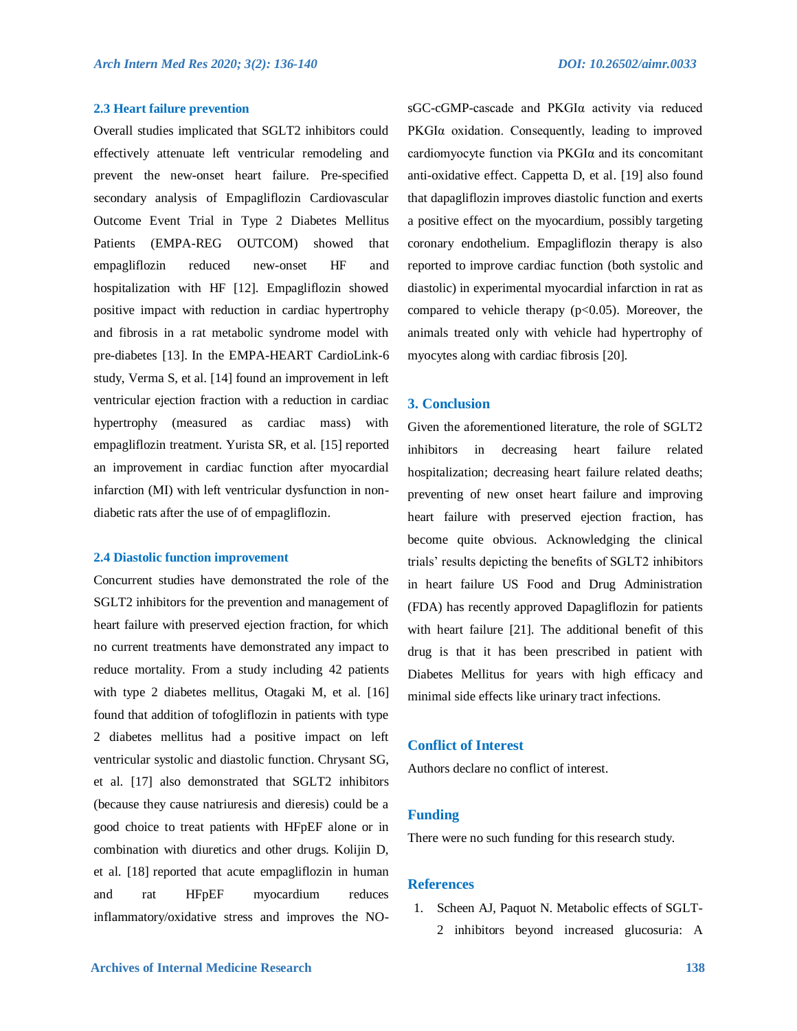### 2.3 Heart failure prevention

Overall studies implicated that SGLT2 inhibitors could effectively attenuate left ventricular remodeling and prevent the new-onset heart failure. Pre-specified secondary analysis of Empagliflozin Cardiovascular Outcome Event Trial in Type 2 Diabetes Mellitus Patients (EMPA-REG OUTCOM) showed that empagliflozin reduced new-onset HF and hospitalization with HF [12]. Empagliflozin showed positive impact with reduction in cardiac hypertrophy and fibrosis in a rat metabolic syndrome model with pre-diabetes [13]. In the EMPA-HEART CardioLink-6 study, Verma S, et al. [14] found an improvement in left ventricular ejection fraction with a reduction in cardiac hypertrophy (measured as cardiac mass) with empagliflozin treatment. Yurista SR, et al. [15] reported an improvement in cardiac function after myocardial infarction (MI) with left ventricular dysfunction in non-diabetic rats after the use of of empagliflozin.

### 2.4 Diastolic function improvement

Concurrent studies have demonstrated the role of the SGLT2 inhibitors for the prevention and management of heart failure with preserved ejection fraction, for which no current treatments have demonstrated any impact to reduce mortality. From a study including 42 patients with type 2 diabetes mellitus, Otagaki M, et al. [16] found that addition of tofogliflozin in patients with type 2 diabetes mellitus had a positive impact on left ventricular systolic and diastolic function. Chrysant SG, et al. [17] also demonstrated that SGLT2 inhibitors (because they cause natriuresis and dieresis) could be a good choice to treat patients with HFpEF alone or in combination with diuretics and other drugs. Kolijin D, et al. [18] reported that acute empagliflozin in human and rat HFpEF myocardium reduces inflammatory/oxidative stress and improves the NO-sGC-cGMP-cascade and PKGIα activity via reduced PKGIα oxidation. Consequently, leading to improved cardiomyocyte function via PKGIα and its concomitant anti-oxidative effect. Cappetta D, et al. [19] also found that dapagliflozin improves diastolic function and exerts a positive effect on the myocardium, possibly targeting coronary endothelium. Empagliflozin therapy is also reported to improve cardiac function (both systolic and diastolic) in experimental myocardial infarction in rat as compared to vehicle therapy ($p<0.05$). Moreover, the animals treated only with vehicle had hypertrophy of myocytes along with cardiac fibrosis [20].

## 3. Conclusion

Given the aforementioned literature, the role of SGLT2 inhibitors in decreasing heart failure related hospitalization; decreasing heart failure related deaths; preventing of new onset heart failure and improving heart failure with preserved ejection fraction, has become quite obvious. Acknowledging the clinical trials' results depicting the benefits of SGLT2 inhibitors in heart failure US Food and Drug Administration (FDA) has recently approved Dapagliflozin for patients with heart failure [21]. The additional benefit of this drug is that it has been prescribed in patient with Diabetes Mellitus for years with high efficacy and minimal side effects like urinary tract infections.

## Conflict of Interest

Authors declare no conflict of interest.

## Funding

There were no such funding for this research study.

## References

1. Scheen AJ, Paquot N. Metabolic effects of SGLT-2 inhibitors beyond increased glucosuria: A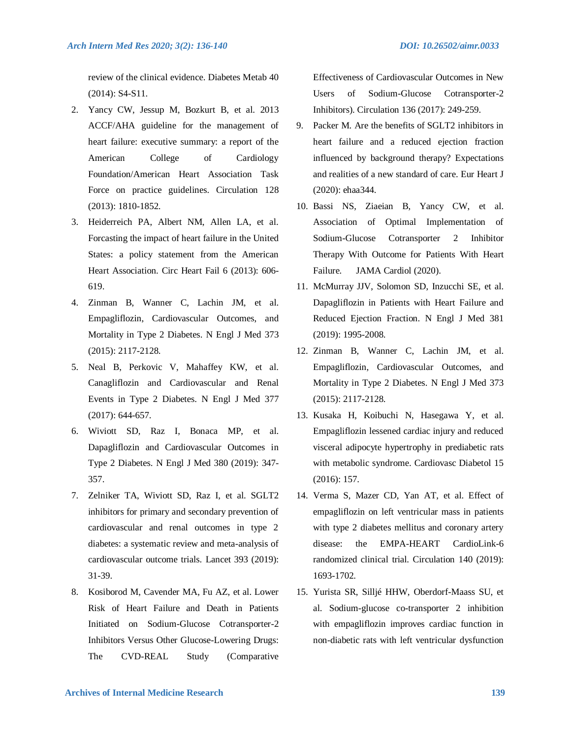review of the clinical evidence. Diabetes Metab 40 (2014): S4-S11.

2. Yancy CW, Jessup M, Bozkurt B, et al. 2013 ACCF/AHA guideline for the management of heart failure: executive summary: a report of the American College of Cardiology Foundation/American Heart Association Task Force on practice guidelines. Circulation 128 (2013): 1810-1852.
3. Heiderreich PA, Albert NM, Allen LA, et al. Forcasting the impact of heart failure in the United States: a policy statement from the American Heart Association. Circ Heart Fail 6 (2013): 606-619.
4. Zinman B, Wanner C, Lachin JM, et al. Empagliflozin, Cardiovascular Outcomes, and Mortality in Type 2 Diabetes. N Engl J Med 373 (2015): 2117-2128.
5. Neal B, Perkovic V, Mahaffey KW, et al. Canagliflozin and Cardiovascular and Renal Events in Type 2 Diabetes. N Engl J Med 377 (2017): 644-657.
6. Wiviott SD, Raz I, Bonaca MP, et al. Dapagliflozin and Cardiovascular Outcomes in Type 2 Diabetes. N Engl J Med 380 (2019): 347-357.
7. Zelniker TA, Wiviott SD, Raz I et al. SGLT2 inhibitors for primary and secondary prevention of cardiovascular and renal outcomes in type 2 diabetes: a systematic review and meta-analysis of cardiovascular outcome trials. Lancet 393 (2019): 31-39.
8. Kosiborod M, Cavender MA, Fu AZ, et al. Lower Risk of Heart Failure and Death in Patients Initiated on Sodium-Glucose Cotransporter-2 Inhibitors Versus Other Glucose-Lowering Drugs: The CVD-REAL Study (Comparative Effectiveness of Cardiovascular Outcomes in New Users of Sodium-Glucose Cotransporter-2 Inhibitors). Circulation 136 (2017): 249-259.
9. Packer M. Are the benefits of SGLT2 inhibitors in heart failure and a reduced ejection fraction influenced by background therapy? Expectations and realities of a new standard of care. Eur Heart J (2020): ehaa344.
10. Bassi NS, Ziaeian B, Yancy CW, et al. Association of Optimal Implementation of Sodium-Glucose Cotransporter 2 Inhibitor Therapy With Outcome for Patients With Heart Failure. JAMA Cardiol (2020).
11. McMurray JJV, Solomon SD, Inzucchi SE, et al. Dapagliflozin in Patients with Heart Failure and Reduced Ejection Fraction. N Engl J Med 381 (2019): 1995-2008.
12. Zinman B, Wanner C, Lachin JM, et al. Empagliflozin, Cardiovascular Outcomes, and Mortality in Type 2 Diabetes. N Engl J Med 373 (2015): 2117-2128.
13. Kusaka H, Koibuchi N, Hasegawa Y, et al. Empagliflozin lessened cardiac injury and reduced visceral adipocyte hypertrophy in prediabetic rats with metabolic syndrome. Cardiovasc Diabetol 15 (2016): 157.
14. Verma S, Mazer CD, Yan AT, et al. Effect of empagliflozin on left ventricular mass in patients with type 2 diabetes mellitus and coronary artery disease: the EMPA-HEART CardioLink-6 randomized clinical trial. Circulation 140 (2019): 1693-1702.
15. Yurista SR, Silljé HHW, Oberdorf-Maass SU, et al. Sodium-glucose co-transporter 2 inhibition with empagliflozin improves cardiac function in non-diabetic rats with left ventricular dysfunction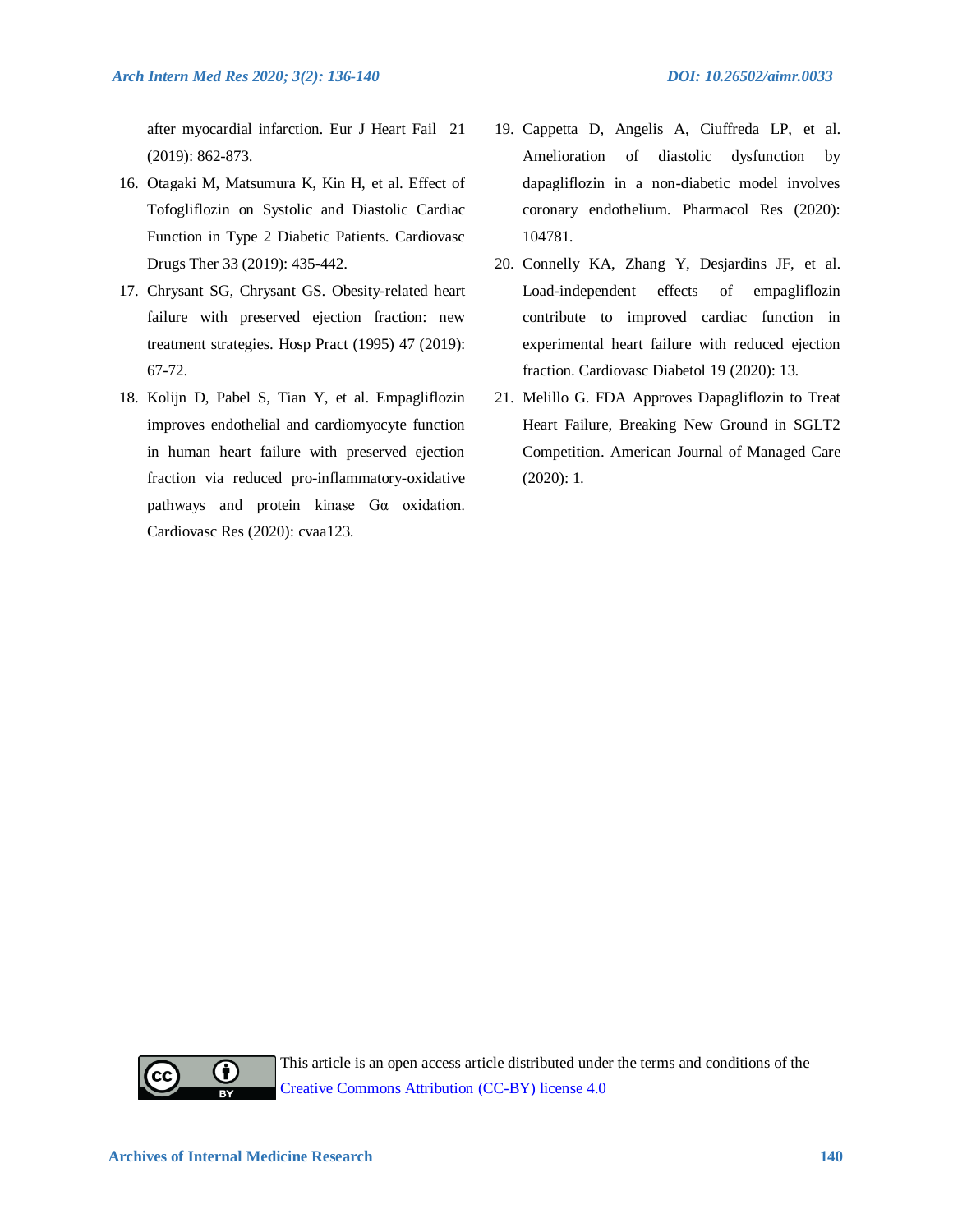after myocardial infarction. Eur J Heart Fail 21 (2019): 862-873.

16. Otagaki M, Matsumura K, Kin H, et al. Effect of Tofogliflozin on Systolic and Diastolic Cardiac Function in Type 2 Diabetic Patients. Cardiovasc Drugs Ther 33 (2019): 435-442.
17. Chrysant SG, Chrysant GS. Obesity-related heart failure with preserved ejection fraction: new treatment strategies. Hosp Pract (1995) 47 (2019): 67-72.
18. Kolijn D, Pabel S, Tian Y, et al. Empagliflozin improves endothelial and cardiomyocyte function in human heart failure with preserved ejection fraction via reduced pro-inflammatory-oxidative pathways and protein kinase Gα oxidation. Cardiovasc Res (2020): cvaa123.
19. Cappetta D, Angelis A, Ciuffreda LP, et al. Amelioration of diastolic dysfunction by dapagliflozin in a non-diabetic model involves coronary endothelium. Pharmacol Res (2020): 104781.
20. Connelly KA, Zhang Y, Desjardins JF, et al. Load-independent effects of empagliflozin contribute to improved cardiac function in experimental heart failure with reduced ejection fraction. Cardiovasc Diabetol 19 (2020): 13.
21. Melillo G. FDA Approves Dapagliflozin to Treat Heart Failure, Breaking New Ground in SGLT2 Competition. American Journal of Managed Care (2020): 1.

This article is an open access article distributed under the terms and conditions of the [Creative Commons Attribution (CC-BY) license 4.0](https://creativecommons.org/licenses/by/4.0/)